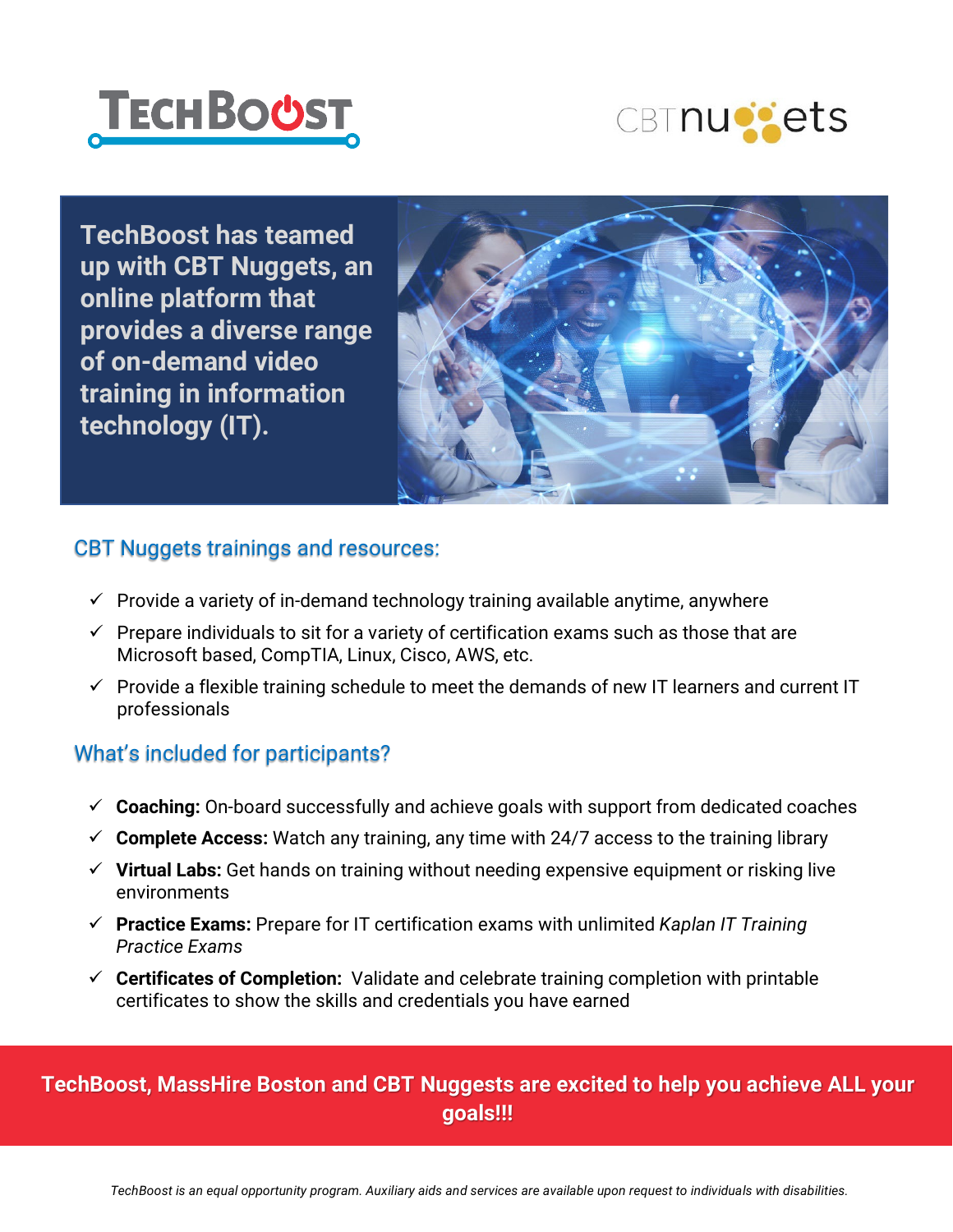TECHBOOST

CBT nuggets

**TechBoost has teamed up with CBT Nuggets, an online platform that provides a diverse range of on-demand video training in information technology (IT).**

## CBT Nuggets trainings and resources:

- ✓ Provide a variety of in-demand technology training available anytime, anywhere
- ✓ Prepare individuals to sit for a variety of certification exams such as those that are Microsoft based, CompTIA, Linux, Cisco, AWS, etc.
- ✓ Provide a flexible training schedule to meet the demands of new IT learners and current IT professionals

## What's included for participants?

- ✓ **Coaching:** On-board successfully and achieve goals with support from dedicated coaches
- ✓ **Complete Access:** Watch any training, any time with 24/7 access to the training library
- ✓ **Virtual Labs:** Get hands on training without needing expensive equipment or risking live environments
- ✓ **Practice Exams:** Prepare for IT certification exams with unlimited *Kaplan IT Training Practice Exams*
- ✓ **Certificates of Completion:** Validate and celebrate training completion with printable certificates to show the skills and credentials you have earned

**TechBoost, MassHire Boston and CBT Nuggests are excited to help you achieve ALL your goals!!!**

*TechBoost is an equal opportunity program. Auxiliary aids and services are available upon request to individuals with disabilities.*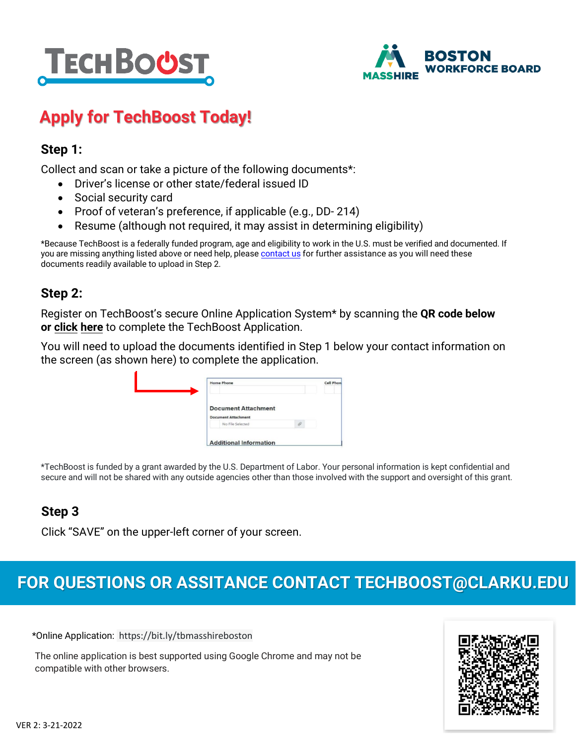# Apply for TechBoost Today!

### Step 1:

Collect and scan or take a picture of the following documents*:

- Driver's license or other state/federal issued ID
- Social security card
- Proof of veteran's preference, if applicable (e.g., DD- 214)
- Resume (although not required, it may assist in determining eligibility)

*Because TechBoost is a federally funded program, age and eligibility to work in the U.S. must be verified and documented. If you are missing anything listed above or need help, please contact us for further assistance as you will need these documents readily available to upload in Step 2.

### Step 2:

Register on TechBoost's secure Online Application System* by scanning the **QR code below or click here** to complete the TechBoost Application.

You will need to upload the documents identified in Step 1 below your contact information on the screen (as shown here) to complete the application.

*TechBoost is funded by a grant awarded by the U.S. Department of Labor. Your personal information is kept confidential and secure and will not be shared with any outside agencies other than those involved with the support and oversight of this grant.

### Step 3

Click "SAVE" on the upper-left corner of your screen.

## FOR QUESTIONS OR ASSITANCE CONTACT TECHBOOST@CLARKU.EDU

*Online Application: https://bit.ly/tbmasshireboston

The online application is best supported using Google Chrome and may not be compatible with other browsers.

VER 2: 3-21-2022